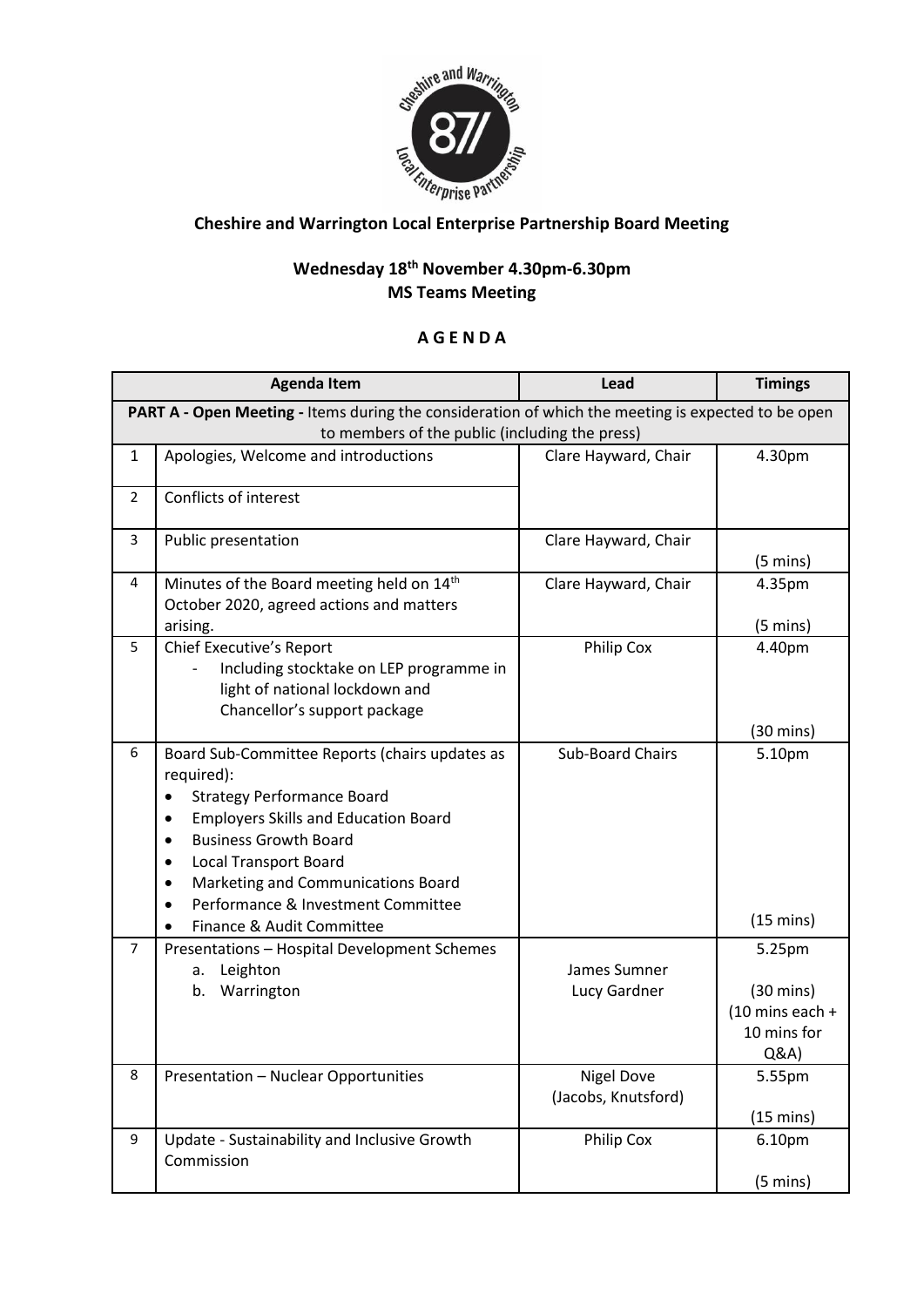**Cheshire and Warrington Local Enterprise Partnership Board Meeting**

**Wednesday 18th November 4.30pm-6.30pm**
**MS Teams Meeting**

**A G E N D A**

| | Agenda Item | Lead | Timings |
|---|---|---|---|
| **PART A - Open Meeting -** Items during the consideration of which the meeting is expected to be open to members of the public (including the press) | | | |
| 1 | Apologies, Welcome and introductions | Clare Hayward, Chair | 4.30pm |
| 2 | Conflicts of interest | | |
| 3 | Public presentation | Clare Hayward, Chair | (5 mins) |
| 4 | Minutes of the Board meeting held on 14th October 2020, agreed actions and matters arising. | Clare Hayward, Chair | 4.35pm<br>(5 mins) |
| 5 | Chief Executive's Report<br>- Including stocktake on LEP programme in light of national lockdown and Chancellor's support package | Philip Cox | 4.40pm<br>(30 mins) |
| 6 | Board Sub-Committee Reports (chairs updates as required):<br>• Strategy Performance Board<br>• Employers Skills and Education Board<br>• Business Growth Board<br>• Local Transport Board<br>• Marketing and Communications Board<br>• Performance & Investment Committee<br>• Finance & Audit Committee | Sub-Board Chairs | 5.10pm<br>(15 mins) |
| 7 | Presentations – Hospital Development Schemes<br>a. Leighton<br>b. Warrington | James Sumner<br>Lucy Gardner | 5.25pm<br>(30 mins)<br>(10 mins each + 10 mins for Q&A) |
| 8 | Presentation – Nuclear Opportunities | Nigel Dove<br>(Jacobs, Knutsford) | 5.55pm<br>(15 mins) |
| 9 | Update - Sustainability and Inclusive Growth Commission | Philip Cox | 6.10pm<br>(5 mins) |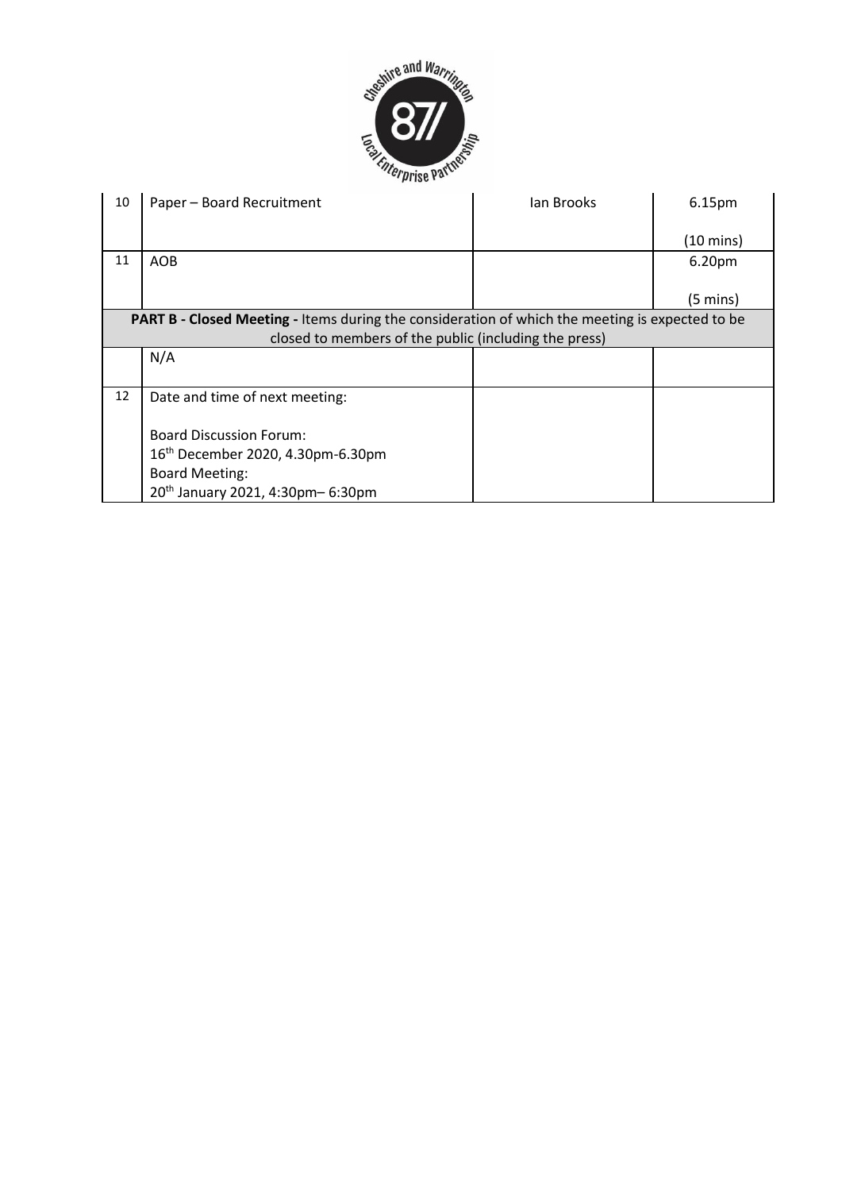| | | | |
|---|---|---|---|
| 10 | Paper – Board Recruitment | Ian Brooks | 6.15pm<br><br>(10 mins) |
| 11 | AOB | | 6.20pm<br><br>(5 mins) |
| **PART B - Closed Meeting -** Items during the consideration of which the meeting is expected to be closed to members of the public (including the press) | | | |
| | N/A | | |
| 12 | Date and time of next meeting:<br><br>Board Discussion Forum:<br>16th December 2020, 4.30pm-6.30pm<br>Board Meeting:<br>20th January 2021, 4:30pm– 6:30pm | | |